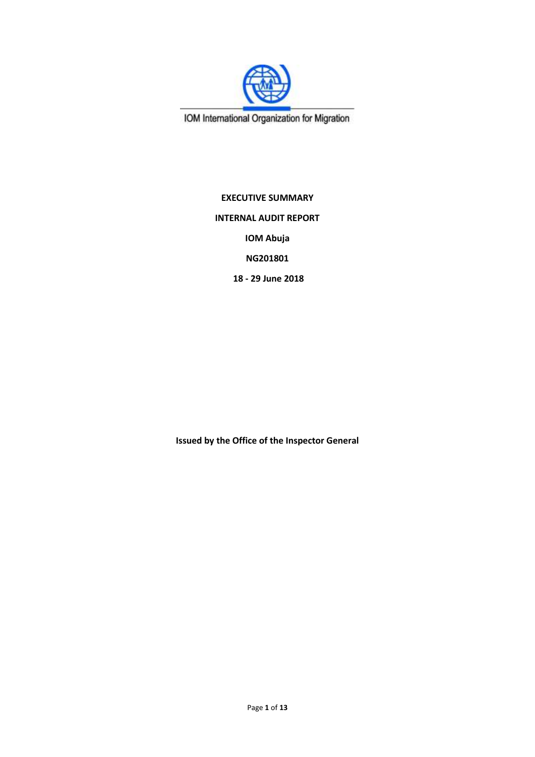IOM International Organization for Migration

**EXECUTIVE SUMMARY**

**INTERNAL AUDIT REPORT**

**IOM Abuja**

**NG201801**

**18 - 29 June 2018**

**Issued by the Office of the Inspector General**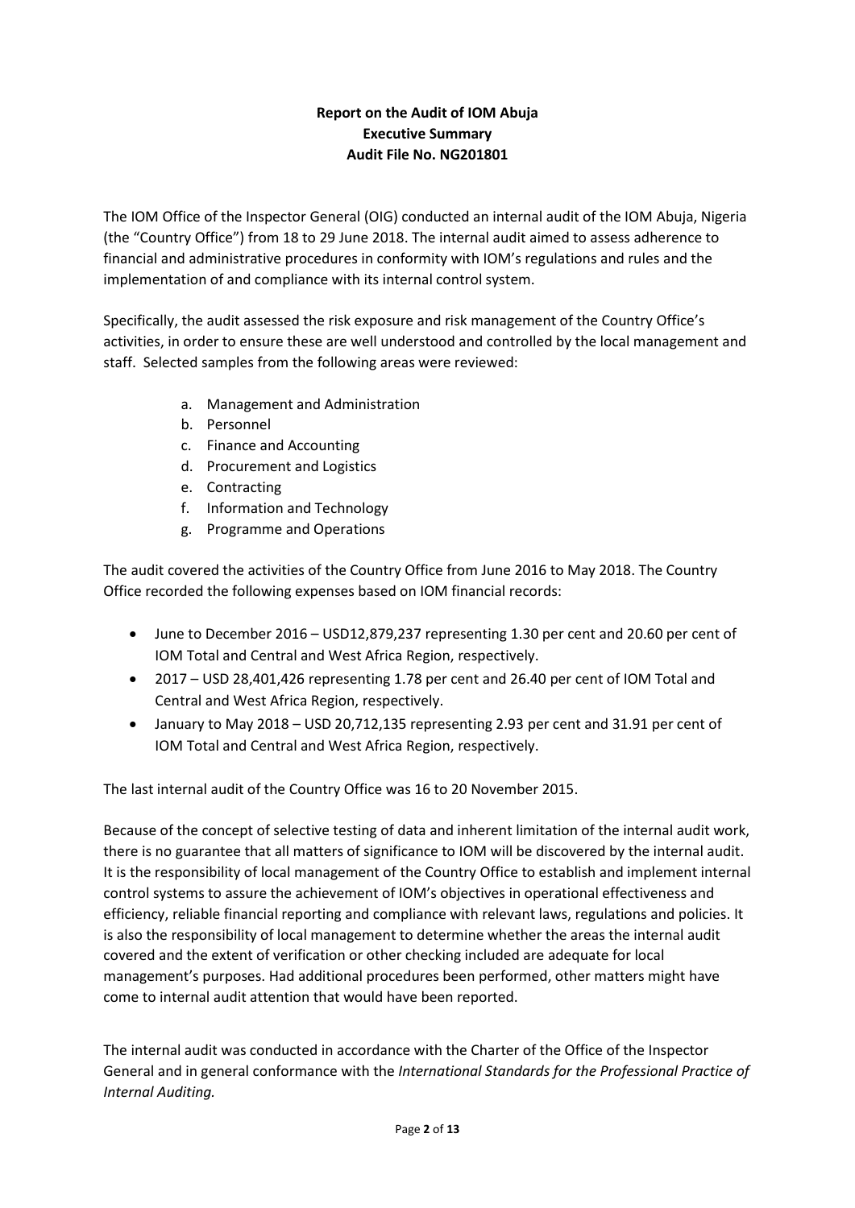**Report on the Audit of IOM Abuja**
**Executive Summary**
**Audit File No. NG201801**

The IOM Office of the Inspector General (OIG) conducted an internal audit of the IOM Abuja, Nigeria (the "Country Office") from 18 to 29 June 2018. The internal audit aimed to assess adherence to financial and administrative procedures in conformity with IOM's regulations and rules and the implementation of and compliance with its internal control system.

Specifically, the audit assessed the risk exposure and risk management of the Country Office's activities, in order to ensure these are well understood and controlled by the local management and staff. Selected samples from the following areas were reviewed:

a. Management and Administration
b. Personnel
c. Finance and Accounting
d. Procurement and Logistics
e. Contracting
f. Information and Technology
g. Programme and Operations

The audit covered the activities of the Country Office from June 2016 to May 2018. The Country Office recorded the following expenses based on IOM financial records:

- June to December 2016 – USD12,879,237 representing 1.30 per cent and 20.60 per cent of IOM Total and Central and West Africa Region, respectively.
- 2017 – USD 28,401,426 representing 1.78 per cent and 26.40 per cent of IOM Total and Central and West Africa Region, respectively.
- January to May 2018 – USD 20,712,135 representing 2.93 per cent and 31.91 per cent of IOM Total and Central and West Africa Region, respectively.

The last internal audit of the Country Office was 16 to 20 November 2015.

Because of the concept of selective testing of data and inherent limitation of the internal audit work, there is no guarantee that all matters of significance to IOM will be discovered by the internal audit. It is the responsibility of local management of the Country Office to establish and implement internal control systems to assure the achievement of IOM's objectives in operational effectiveness and efficiency, reliable financial reporting and compliance with relevant laws, regulations and policies. It is also the responsibility of local management to determine whether the areas the internal audit covered and the extent of verification or other checking included are adequate for local management's purposes. Had additional procedures been performed, other matters might have come to internal audit attention that would have been reported.

The internal audit was conducted in accordance with the Charter of the Office of the Inspector General and in general conformance with the *International Standards for the Professional Practice of Internal Auditing.*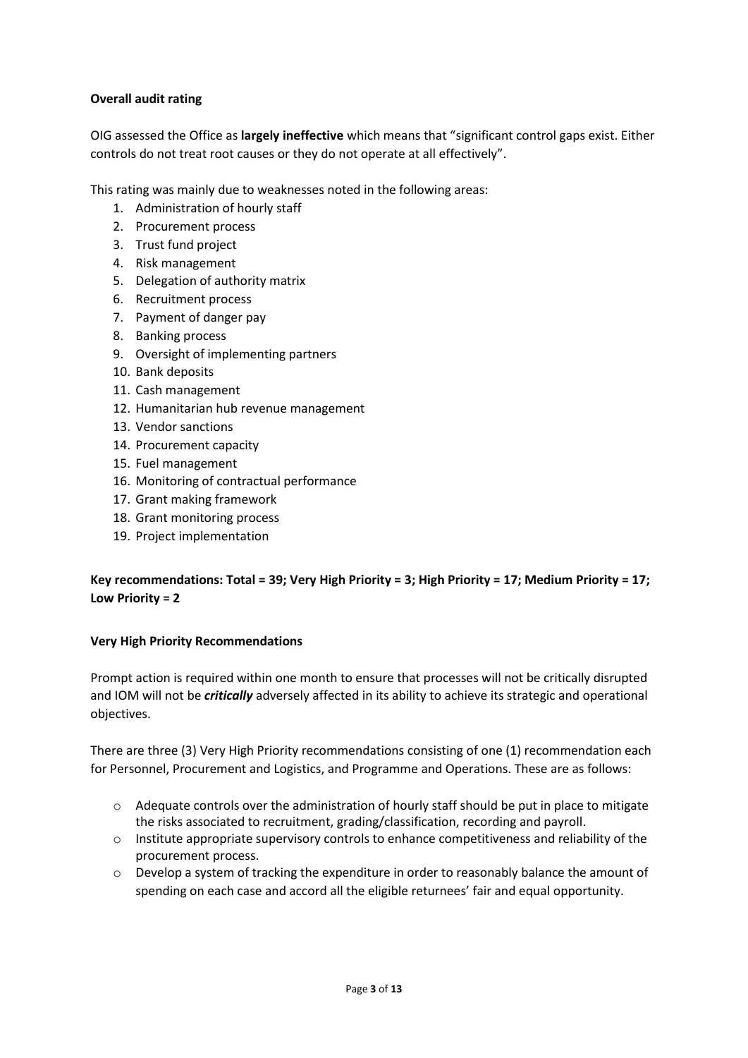**Overall audit rating**

OIG assessed the Office as **largely ineffective** which means that "significant control gaps exist. Either controls do not treat root causes or they do not operate at all effectively".

This rating was mainly due to weaknesses noted in the following areas:

1. Administration of hourly staff
2. Procurement process
3. Trust fund project
4. Risk management
5. Delegation of authority matrix
6. Recruitment process
7. Payment of danger pay
8. Banking process
9. Oversight of implementing partners
10. Bank deposits
11. Cash management
12. Humanitarian hub revenue management
13. Vendor sanctions
14. Procurement capacity
15. Fuel management
16. Monitoring of contractual performance
17. Grant making framework
18. Grant monitoring process
19. Project implementation

**Key recommendations: Total = 39; Very High Priority = 3; High Priority = 17; Medium Priority = 17; Low Priority = 2**

**Very High Priority Recommendations**

Prompt action is required within one month to ensure that processes will not be critically disrupted and IOM will not be ***critically*** adversely affected in its ability to achieve its strategic and operational objectives.

There are three (3) Very High Priority recommendations consisting of one (1) recommendation each for Personnel, Procurement and Logistics, and Programme and Operations. These are as follows:

- Adequate controls over the administration of hourly staff should be put in place to mitigate the risks associated to recruitment, grading/classification, recording and payroll.
- Institute appropriate supervisory controls to enhance competitiveness and reliability of the procurement process.
- Develop a system of tracking the expenditure in order to reasonably balance the amount of spending on each case and accord all the eligible returnees' fair and equal opportunity.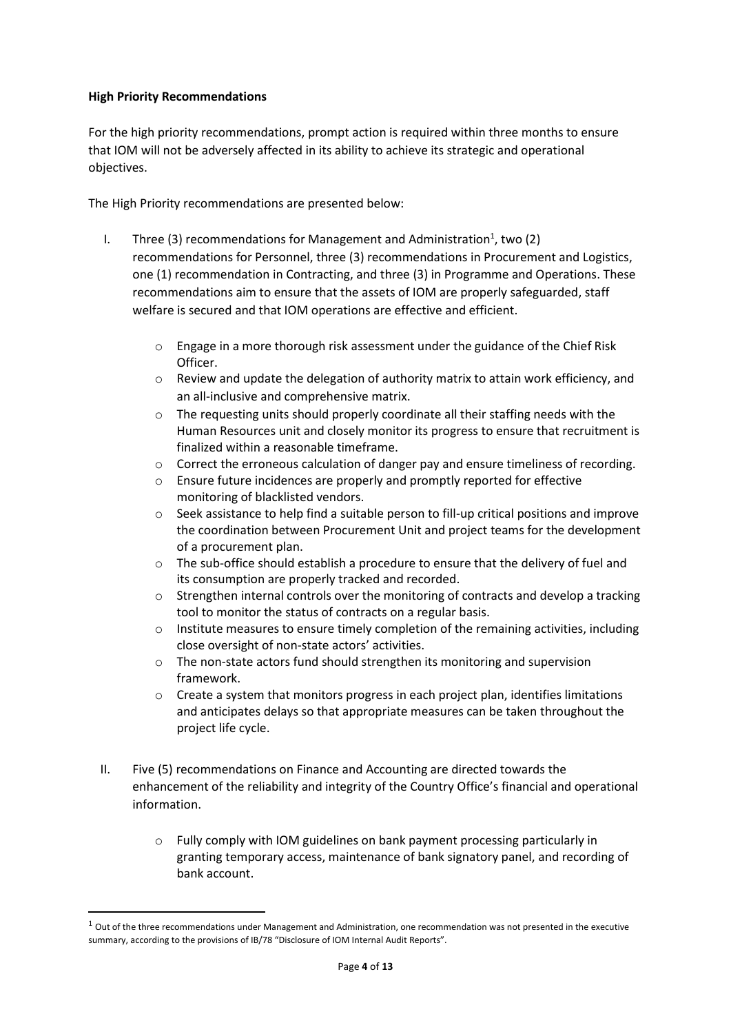**High Priority Recommendations**

For the high priority recommendations, prompt action is required within three months to ensure that IOM will not be adversely affected in its ability to achieve its strategic and operational objectives.

The High Priority recommendations are presented below:

I. Three (3) recommendations for Management and Administration[1], two (2) recommendations for Personnel, three (3) recommendations in Procurement and Logistics, one (1) recommendation in Contracting, and three (3) in Programme and Operations. These recommendations aim to ensure that the assets of IOM are properly safeguarded, staff welfare is secured and that IOM operations are effective and efficient.

   - Engage in a more thorough risk assessment under the guidance of the Chief Risk Officer.
   - Review and update the delegation of authority matrix to attain work efficiency, and an all-inclusive and comprehensive matrix.
   - The requesting units should properly coordinate all their staffing needs with the Human Resources unit and closely monitor its progress to ensure that recruitment is finalized within a reasonable timeframe.
   - Correct the erroneous calculation of danger pay and ensure timeliness of recording.
   - Ensure future incidences are properly and promptly reported for effective monitoring of blacklisted vendors.
   - Seek assistance to help find a suitable person to fill-up critical positions and improve the coordination between Procurement Unit and project teams for the development of a procurement plan.
   - The sub-office should establish a procedure to ensure that the delivery of fuel and its consumption are properly tracked and recorded.
   - Strengthen internal controls over the monitoring of contracts and develop a tracking tool to monitor the status of contracts on a regular basis.
   - Institute measures to ensure timely completion of the remaining activities, including close oversight of non-state actors' activities.
   - The non-state actors fund should strengthen its monitoring and supervision framework.
   - Create a system that monitors progress in each project plan, identifies limitations and anticipates delays so that appropriate measures can be taken throughout the project life cycle.

II. Five (5) recommendations on Finance and Accounting are directed towards the enhancement of the reliability and integrity of the Country Office's financial and operational information.

   - Fully comply with IOM guidelines on bank payment processing particularly in granting temporary access, maintenance of bank signatory panel, and recording of bank account.

---

[1] Out of the three recommendations under Management and Administration, one recommendation was not presented in the executive summary, according to the provisions of IB/78 "Disclosure of IOM Internal Audit Reports".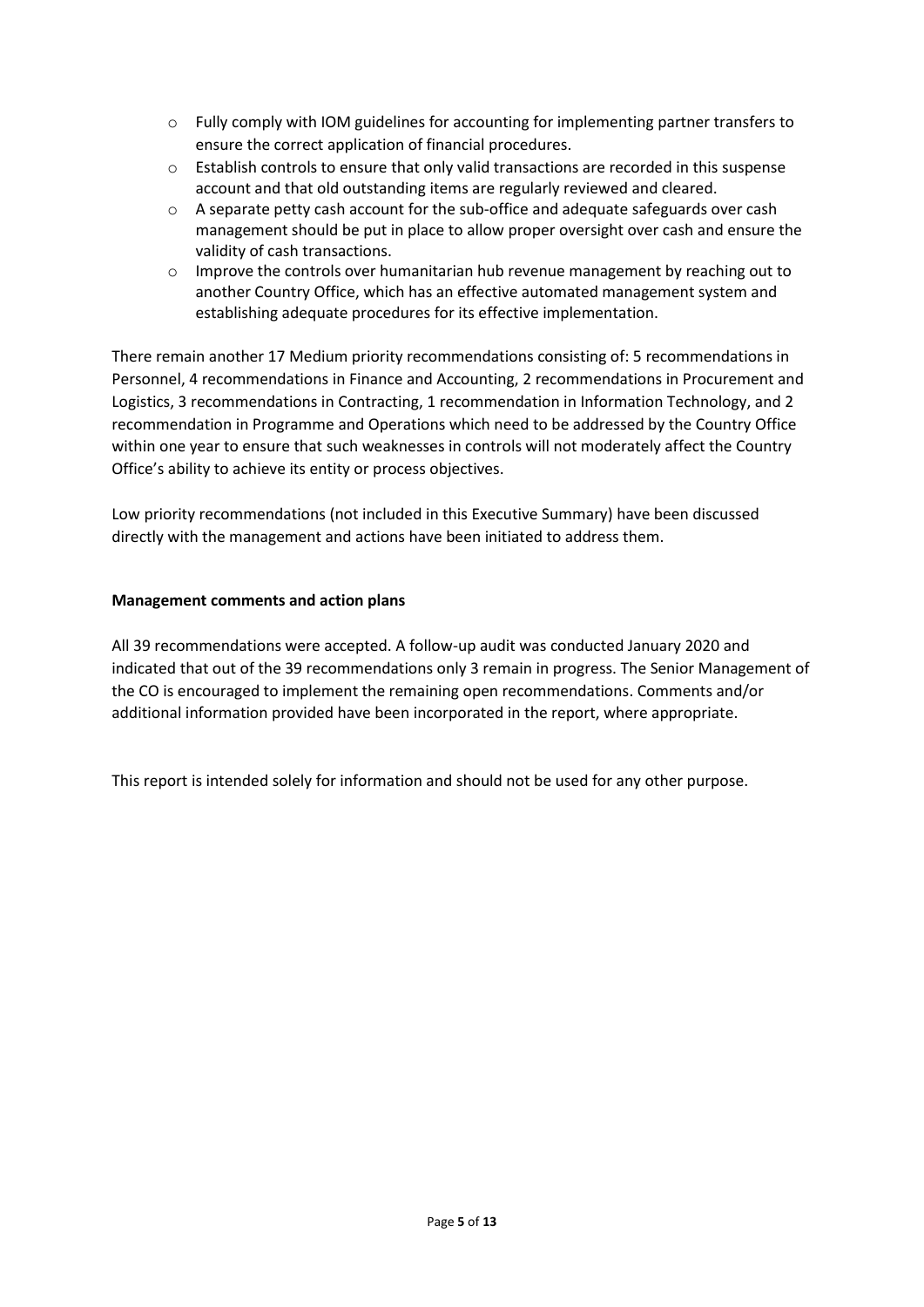- Fully comply with IOM guidelines for accounting for implementing partner transfers to ensure the correct application of financial procedures.
- Establish controls to ensure that only valid transactions are recorded in this suspense account and that old outstanding items are regularly reviewed and cleared.
- A separate petty cash account for the sub-office and adequate safeguards over cash management should be put in place to allow proper oversight over cash and ensure the validity of cash transactions.
- Improve the controls over humanitarian hub revenue management by reaching out to another Country Office, which has an effective automated management system and establishing adequate procedures for its effective implementation.

There remain another 17 Medium priority recommendations consisting of: 5 recommendations in Personnel, 4 recommendations in Finance and Accounting, 2 recommendations in Procurement and Logistics, 3 recommendations in Contracting, 1 recommendation in Information Technology, and 2 recommendation in Programme and Operations which need to be addressed by the Country Office within one year to ensure that such weaknesses in controls will not moderately affect the Country Office's ability to achieve its entity or process objectives.

Low priority recommendations (not included in this Executive Summary) have been discussed directly with the management and actions have been initiated to address them.

**Management comments and action plans**

All 39 recommendations were accepted. A follow-up audit was conducted January 2020 and indicated that out of the 39 recommendations only 3 remain in progress. The Senior Management of the CO is encouraged to implement the remaining open recommendations. Comments and/or additional information provided have been incorporated in the report, where appropriate.

This report is intended solely for information and should not be used for any other purpose.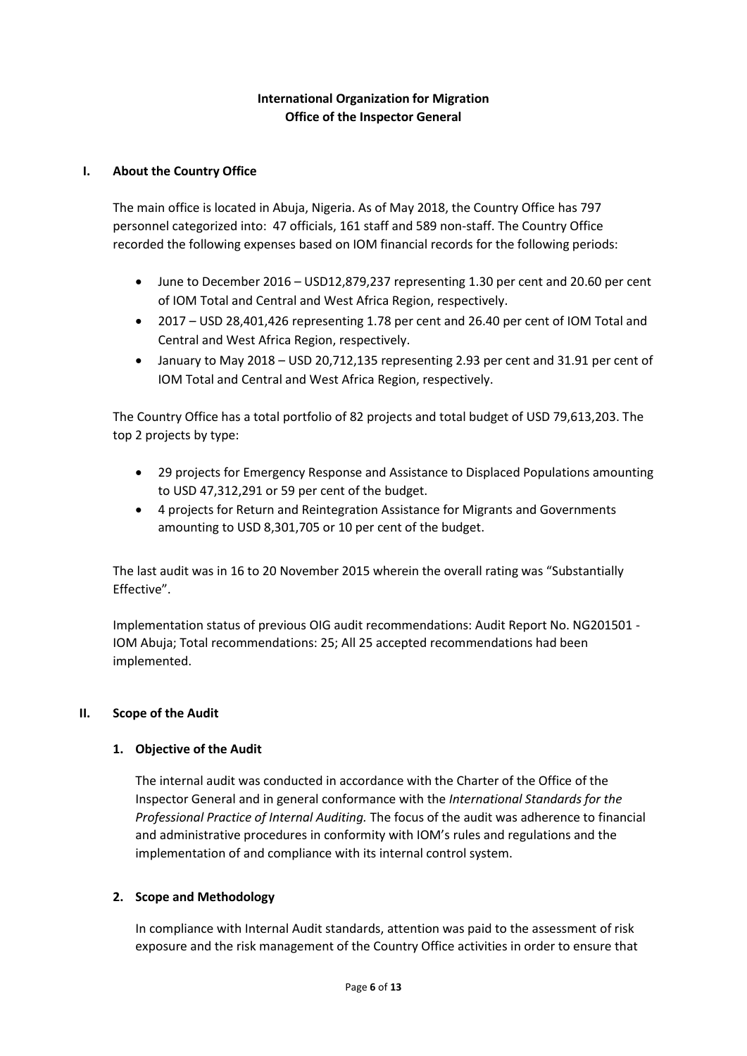**International Organization for Migration**
**Office of the Inspector General**

## I. About the Country Office

The main office is located in Abuja, Nigeria. As of May 2018, the Country Office has 797 personnel categorized into: 47 officials, 161 staff and 589 non-staff. The Country Office recorded the following expenses based on IOM financial records for the following periods:

- June to December 2016 – USD12,879,237 representing 1.30 per cent and 20.60 per cent of IOM Total and Central and West Africa Region, respectively.
- 2017 – USD 28,401,426 representing 1.78 per cent and 26.40 per cent of IOM Total and Central and West Africa Region, respectively.
- January to May 2018 – USD 20,712,135 representing 2.93 per cent and 31.91 per cent of IOM Total and Central and West Africa Region, respectively.

The Country Office has a total portfolio of 82 projects and total budget of USD 79,613,203. The top 2 projects by type:

- 29 projects for Emergency Response and Assistance to Displaced Populations amounting to USD 47,312,291 or 59 per cent of the budget.
- 4 projects for Return and Reintegration Assistance for Migrants and Governments amounting to USD 8,301,705 or 10 per cent of the budget.

The last audit was in 16 to 20 November 2015 wherein the overall rating was "Substantially Effective".

Implementation status of previous OIG audit recommendations: Audit Report No. NG201501 - IOM Abuja; Total recommendations: 25; All 25 accepted recommendations had been implemented.

## II. Scope of the Audit

### 1. Objective of the Audit

The internal audit was conducted in accordance with the Charter of the Office of the Inspector General and in general conformance with the *International Standards for the Professional Practice of Internal Auditing.* The focus of the audit was adherence to financial and administrative procedures in conformity with IOM's rules and regulations and the implementation of and compliance with its internal control system.

### 2. Scope and Methodology

In compliance with Internal Audit standards, attention was paid to the assessment of risk exposure and the risk management of the Country Office activities in order to ensure that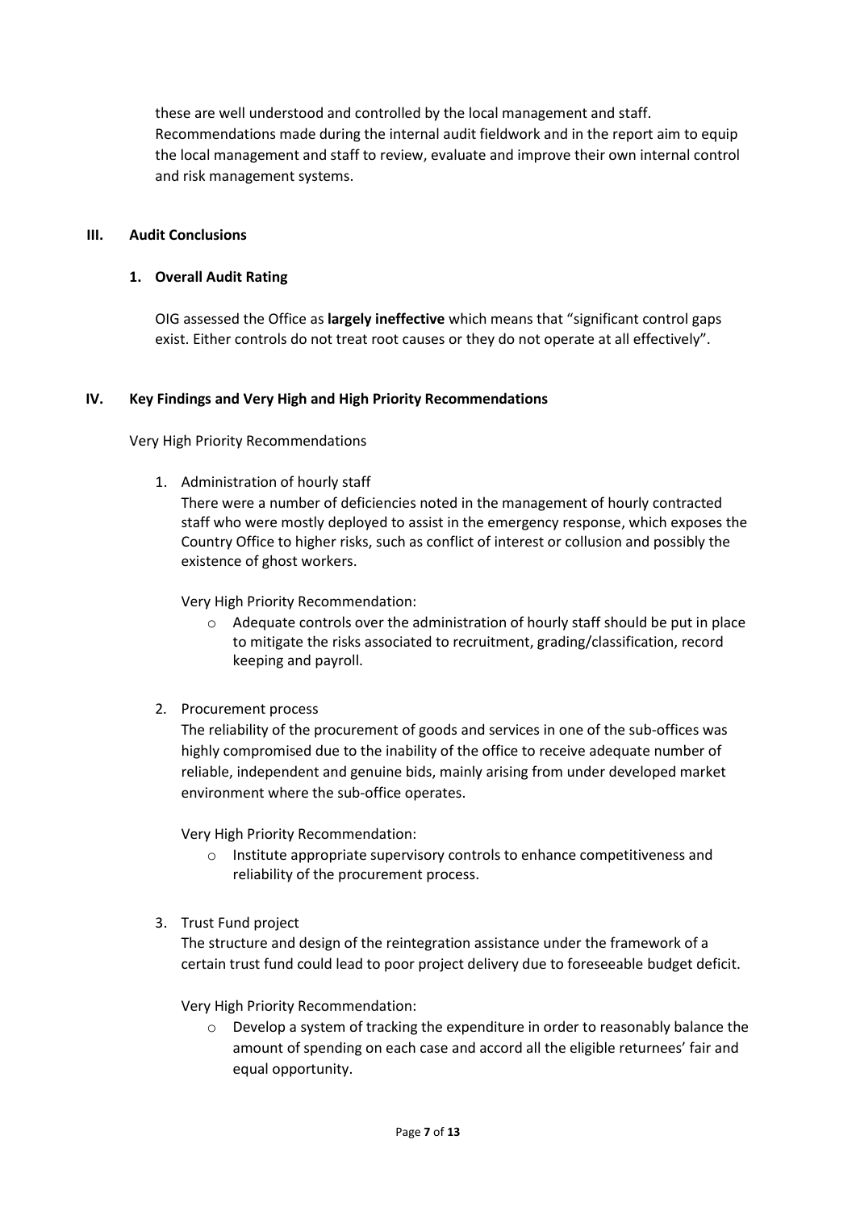these are well understood and controlled by the local management and staff. Recommendations made during the internal audit fieldwork and in the report aim to equip the local management and staff to review, evaluate and improve their own internal control and risk management systems.

## III. Audit Conclusions

### 1. Overall Audit Rating

OIG assessed the Office as **largely ineffective** which means that "significant control gaps exist. Either controls do not treat root causes or they do not operate at all effectively".

## IV. Key Findings and Very High and High Priority Recommendations

Very High Priority Recommendations

1. Administration of hourly staff

   There were a number of deficiencies noted in the management of hourly contracted staff who were mostly deployed to assist in the emergency response, which exposes the Country Office to higher risks, such as conflict of interest or collusion and possibly the existence of ghost workers.

   Very High Priority Recommendation:

   - Adequate controls over the administration of hourly staff should be put in place to mitigate the risks associated to recruitment, grading/classification, record keeping and payroll.

2. Procurement process

   The reliability of the procurement of goods and services in one of the sub-offices was highly compromised due to the inability of the office to receive adequate number of reliable, independent and genuine bids, mainly arising from under developed market environment where the sub-office operates.

   Very High Priority Recommendation:

   - Institute appropriate supervisory controls to enhance competitiveness and reliability of the procurement process.

3. Trust Fund project

   The structure and design of the reintegration assistance under the framework of a certain trust fund could lead to poor project delivery due to foreseeable budget deficit.

   Very High Priority Recommendation:

   - Develop a system of tracking the expenditure in order to reasonably balance the amount of spending on each case and accord all the eligible returnees' fair and equal opportunity.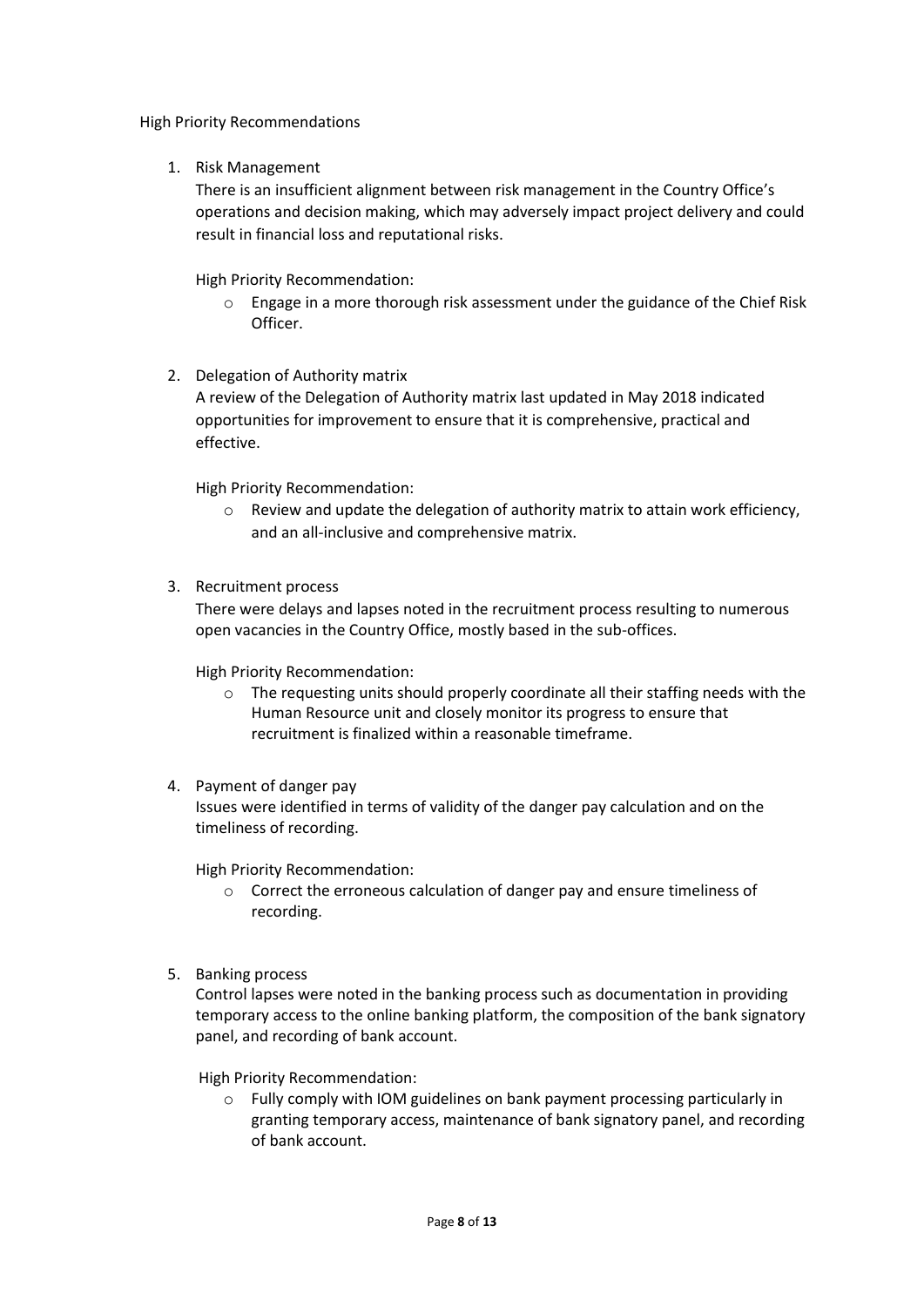High Priority Recommendations

1. Risk Management

   There is an insufficient alignment between risk management in the Country Office's operations and decision making, which may adversely impact project delivery and could result in financial loss and reputational risks.

   High Priority Recommendation:

   - Engage in a more thorough risk assessment under the guidance of the Chief Risk Officer.

2. Delegation of Authority matrix

   A review of the Delegation of Authority matrix last updated in May 2018 indicated opportunities for improvement to ensure that it is comprehensive, practical and effective.

   High Priority Recommendation:

   - Review and update the delegation of authority matrix to attain work efficiency, and an all-inclusive and comprehensive matrix.

3. Recruitment process

   There were delays and lapses noted in the recruitment process resulting to numerous open vacancies in the Country Office, mostly based in the sub-offices.

   High Priority Recommendation:

   - The requesting units should properly coordinate all their staffing needs with the Human Resource unit and closely monitor its progress to ensure that recruitment is finalized within a reasonable timeframe.

4. Payment of danger pay

   Issues were identified in terms of validity of the danger pay calculation and on the timeliness of recording.

   High Priority Recommendation:

   - Correct the erroneous calculation of danger pay and ensure timeliness of recording.

5. Banking process

   Control lapses were noted in the banking process such as documentation in providing temporary access to the online banking platform, the composition of the bank signatory panel, and recording of bank account.

   High Priority Recommendation:

   - Fully comply with IOM guidelines on bank payment processing particularly in granting temporary access, maintenance of bank signatory panel, and recording of bank account.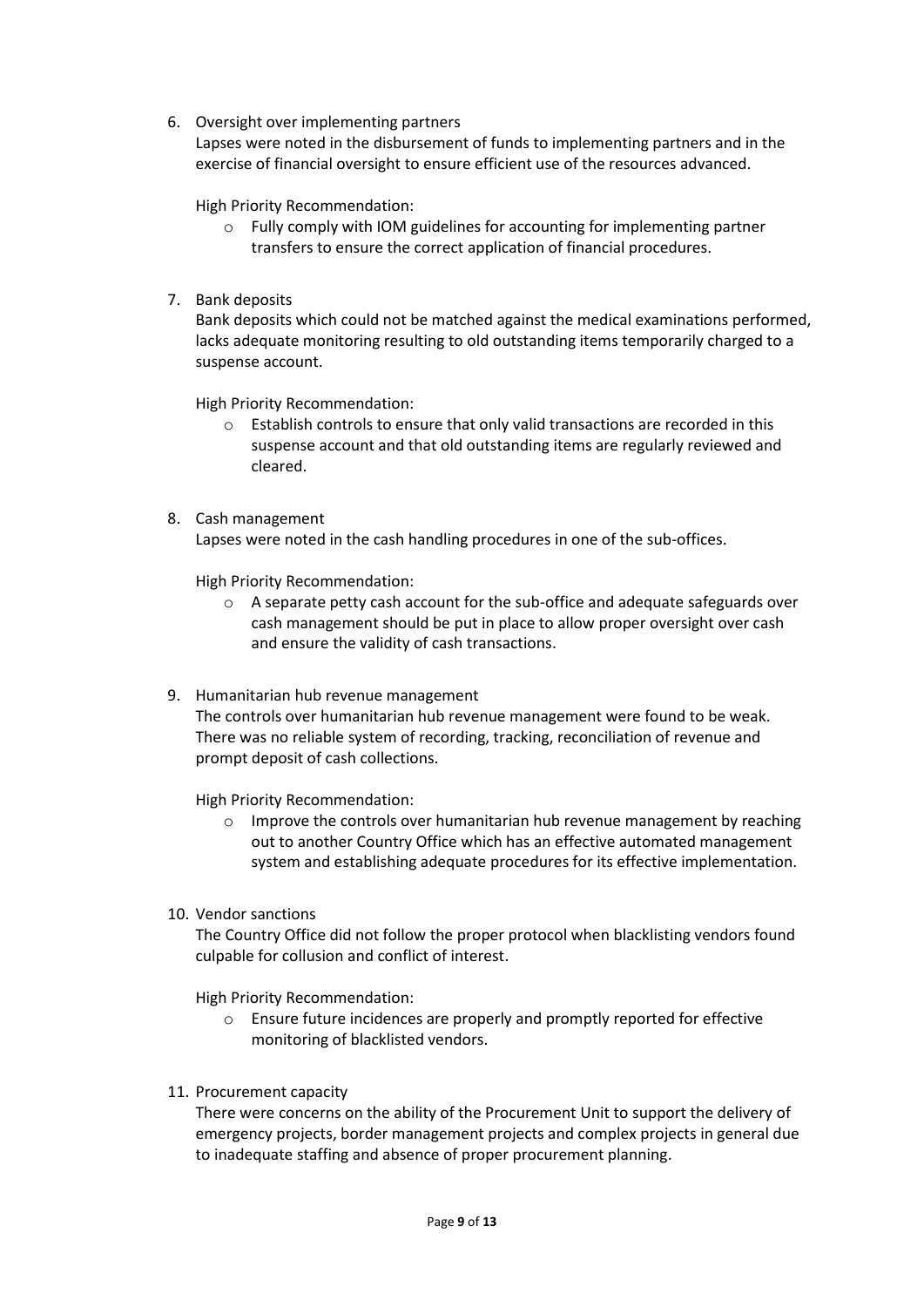6. Oversight over implementing partners

   Lapses were noted in the disbursement of funds to implementing partners and in the exercise of financial oversight to ensure efficient use of the resources advanced.

   High Priority Recommendation:

   - Fully comply with IOM guidelines for accounting for implementing partner transfers to ensure the correct application of financial procedures.

7. Bank deposits

   Bank deposits which could not be matched against the medical examinations performed, lacks adequate monitoring resulting to old outstanding items temporarily charged to a suspense account.

   High Priority Recommendation:

   - Establish controls to ensure that only valid transactions are recorded in this suspense account and that old outstanding items are regularly reviewed and cleared.

8. Cash management

   Lapses were noted in the cash handling procedures in one of the sub-offices.

   High Priority Recommendation:

   - A separate petty cash account for the sub-office and adequate safeguards over cash management should be put in place to allow proper oversight over cash and ensure the validity of cash transactions.

9. Humanitarian hub revenue management

   The controls over humanitarian hub revenue management were found to be weak. There was no reliable system of recording, tracking, reconciliation of revenue and prompt deposit of cash collections.

   High Priority Recommendation:

   - Improve the controls over humanitarian hub revenue management by reaching out to another Country Office which has an effective automated management system and establishing adequate procedures for its effective implementation.

10. Vendor sanctions

    The Country Office did not follow the proper protocol when blacklisting vendors found culpable for collusion and conflict of interest.

    High Priority Recommendation:

    - Ensure future incidences are properly and promptly reported for effective monitoring of blacklisted vendors.

11. Procurement capacity

    There were concerns on the ability of the Procurement Unit to support the delivery of emergency projects, border management projects and complex projects in general due to inadequate staffing and absence of proper procurement planning.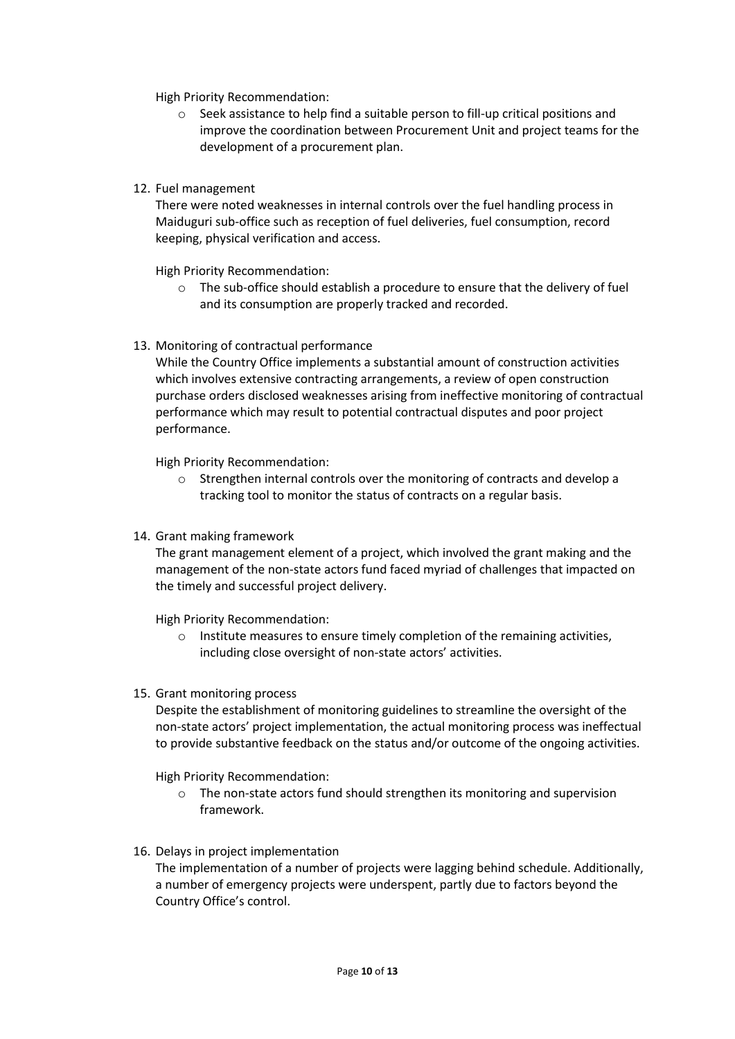High Priority Recommendation:

- Seek assistance to help find a suitable person to fill-up critical positions and improve the coordination between Procurement Unit and project teams for the development of a procurement plan.

12. Fuel management

    There were noted weaknesses in internal controls over the fuel handling process in Maiduguri sub-office such as reception of fuel deliveries, fuel consumption, record keeping, physical verification and access.

    High Priority Recommendation:

    - The sub-office should establish a procedure to ensure that the delivery of fuel and its consumption are properly tracked and recorded.

13. Monitoring of contractual performance

    While the Country Office implements a substantial amount of construction activities which involves extensive contracting arrangements, a review of open construction purchase orders disclosed weaknesses arising from ineffective monitoring of contractual performance which may result to potential contractual disputes and poor project performance.

    High Priority Recommendation:

    - Strengthen internal controls over the monitoring of contracts and develop a tracking tool to monitor the status of contracts on a regular basis.

14. Grant making framework

    The grant management element of a project, which involved the grant making and the management of the non-state actors fund faced myriad of challenges that impacted on the timely and successful project delivery.

    High Priority Recommendation:

    - Institute measures to ensure timely completion of the remaining activities, including close oversight of non-state actors' activities.

15. Grant monitoring process

    Despite the establishment of monitoring guidelines to streamline the oversight of the non-state actors' project implementation, the actual monitoring process was ineffectual to provide substantive feedback on the status and/or outcome of the ongoing activities.

    High Priority Recommendation:

    - The non-state actors fund should strengthen its monitoring and supervision framework.

16. Delays in project implementation

    The implementation of a number of projects were lagging behind schedule. Additionally, a number of emergency projects were underspent, partly due to factors beyond the Country Office's control.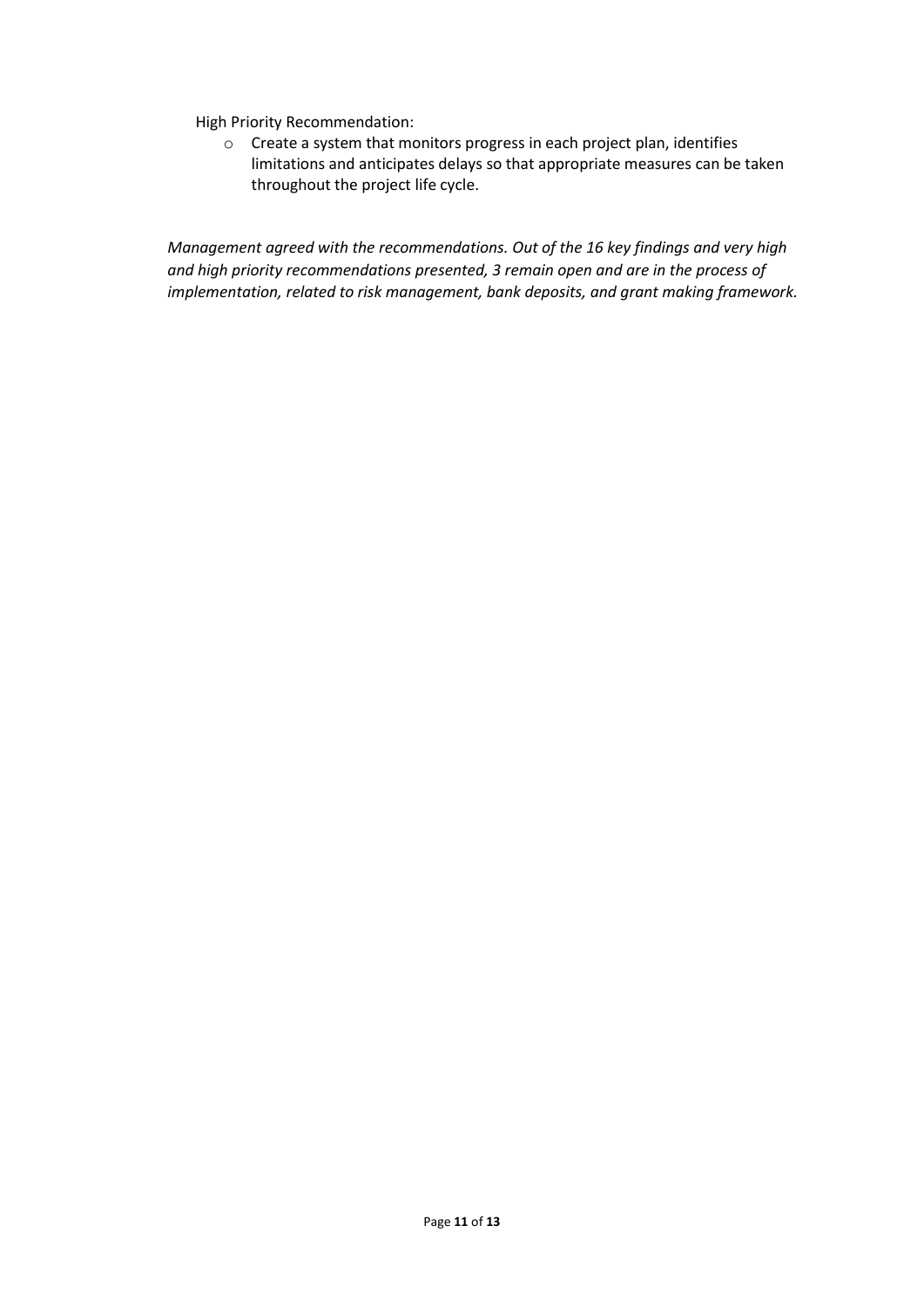High Priority Recommendation:

- Create a system that monitors progress in each project plan, identifies limitations and anticipates delays so that appropriate measures can be taken throughout the project life cycle.

*Management agreed with the recommendations. Out of the 16 key findings and very high and high priority recommendations presented, 3 remain open and are in the process of implementation, related to risk management, bank deposits, and grant making framework.*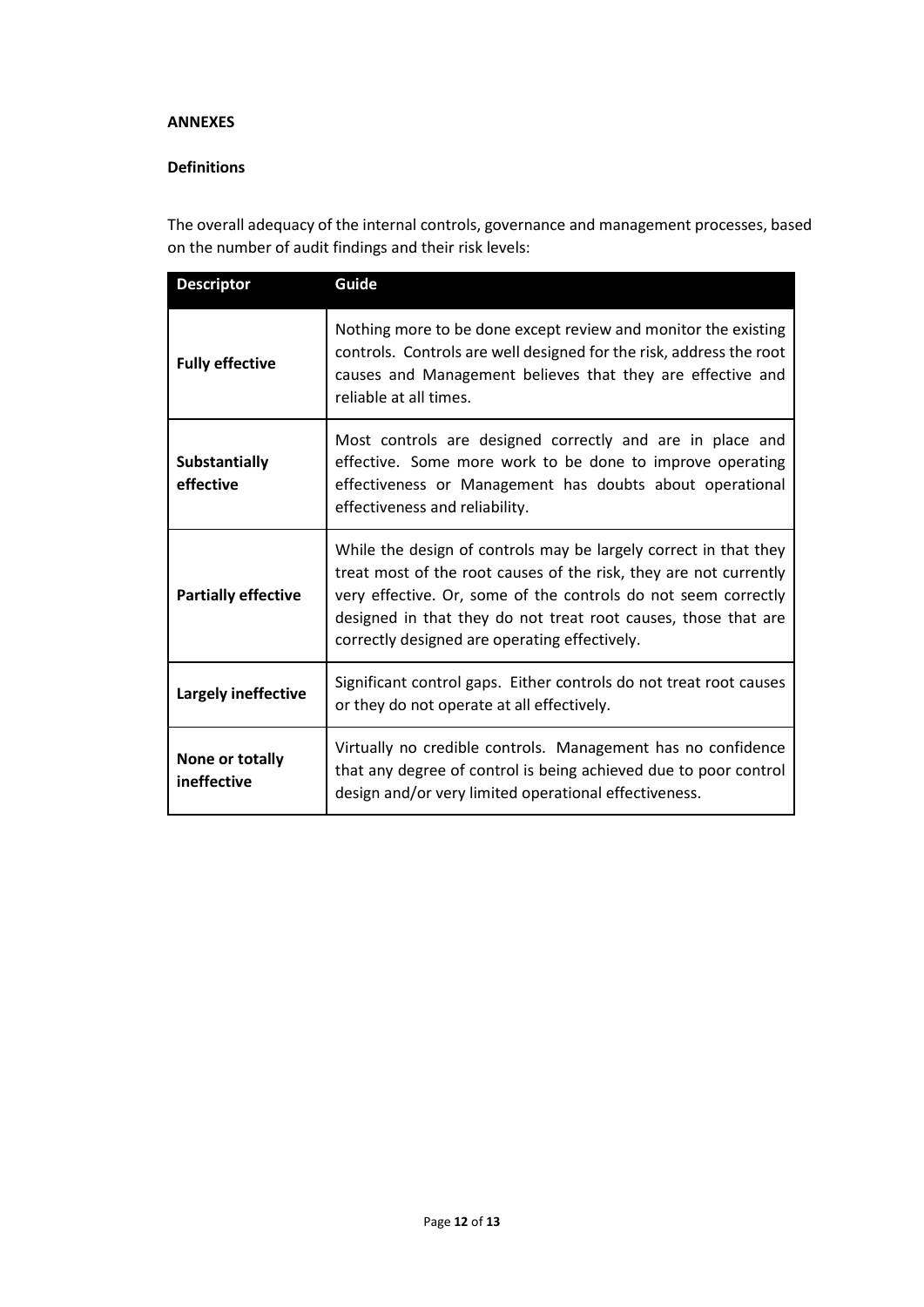**ANNEXES**

**Definitions**

The overall adequacy of the internal controls, governance and management processes, based on the number of audit findings and their risk levels:

| Descriptor | Guide |
| --- | --- |
| **Fully effective** | Nothing more to be done except review and monitor the existing controls. Controls are well designed for the risk, address the root causes and Management believes that they are effective and reliable at all times. |
| **Substantially effective** | Most controls are designed correctly and are in place and effective. Some more work to be done to improve operating effectiveness or Management has doubts about operational effectiveness and reliability. |
| **Partially effective** | While the design of controls may be largely correct in that they treat most of the root causes of the risk, they are not currently very effective. Or, some of the controls do not seem correctly designed in that they do not treat root causes, those that are correctly designed are operating effectively. |
| **Largely ineffective** | Significant control gaps. Either controls do not treat root causes or they do not operate at all effectively. |
| **None or totally ineffective** | Virtually no credible controls. Management has no confidence that any degree of control is being achieved due to poor control design and/or very limited operational effectiveness. |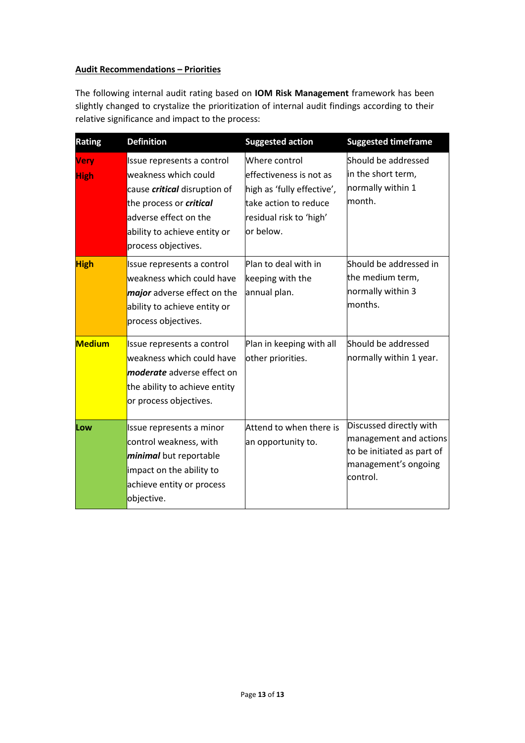**Audit Recommendations – Priorities**

The following internal audit rating based on **IOM Risk Management** framework has been slightly changed to crystalize the prioritization of internal audit findings according to their relative significance and impact to the process:

| Rating | Definition | Suggested action | Suggested timeframe |
|---|---|---|---|
| **Very High** | Issue represents a control weakness which could cause ***critical*** disruption of the process or ***critical*** adverse effect on the ability to achieve entity or process objectives. | Where control effectiveness is not as high as 'fully effective', take action to reduce residual risk to 'high' or below. | Should be addressed in the short term, normally within 1 month. |
| **High** | Issue represents a control weakness which could have ***major*** adverse effect on the ability to achieve entity or process objectives. | Plan to deal with in keeping with the annual plan. | Should be addressed in the medium term, normally within 3 months. |
| **Medium** | Issue represents a control weakness which could have ***moderate*** adverse effect on the ability to achieve entity or process objectives. | Plan in keeping with all other priorities. | Should be addressed normally within 1 year. |
| **Low** | Issue represents a minor control weakness, with ***minimal*** but reportable impact on the ability to achieve entity or process objective. | Attend to when there is an opportunity to. | Discussed directly with management and actions to be initiated as part of management's ongoing control. |